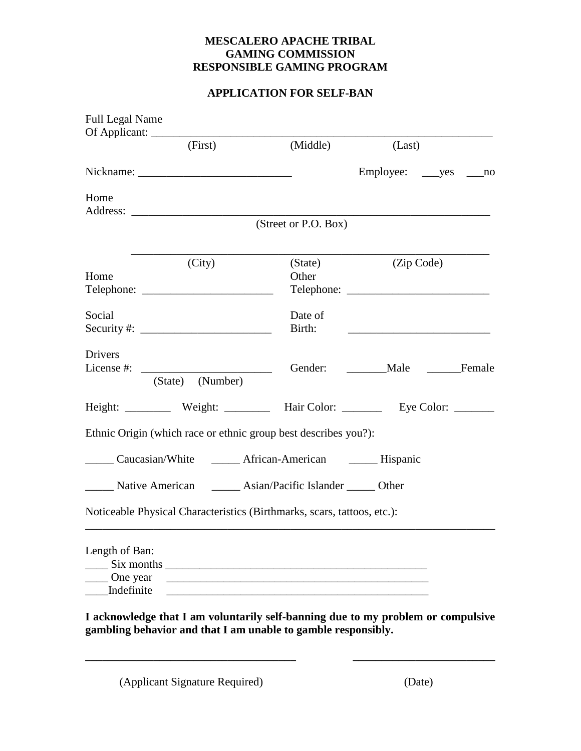**MESCALERO APACHE TRIBAL**
**GAMING COMMISSION**
**RESPONSIBLE GAMING PROGRAM**

**APPLICATION FOR SELF-BAN**

Full Legal Name
Of Applicant: ______________________________________________________________
(First) (Middle) (Last)

Nickname: ___________________________ Employee: ___yes ___no

Home
Address: ______________________________________________________________
(Street or P.O. Box)

______________________________________________________________
(City) (State) (Zip Code)

Home
Telephone: _______________________

Other
Telephone: _________________________

Social
Security #: _______________________

Date of
Birth: _________________________

Drivers
License #: _______________________
(State) (Number)

Gender: _______Male ______Female

Height: ________ Weight: ________ Hair Color: _______ Eye Color: _______

Ethnic Origin (which race or ethnic group best describes you?):

_____ Caucasian/White _____ African-American _____ Hispanic

_____ Native American _____ Asian/Pacific Islander _____ Other

Noticeable Physical Characteristics (Birthmarks, scars, tattoos, etc.):
______________________________________________________________________________

Length of Ban:
____ Six months ________________________________________________
____ One year ________________________________________________
____Indefinite ________________________________________________

**I acknowledge that I am voluntarily self-banning due to my problem or compulsive gambling behavior and that I am unable to gamble responsibly.**

_____________________________________ _________________________

(Applicant Signature Required) (Date)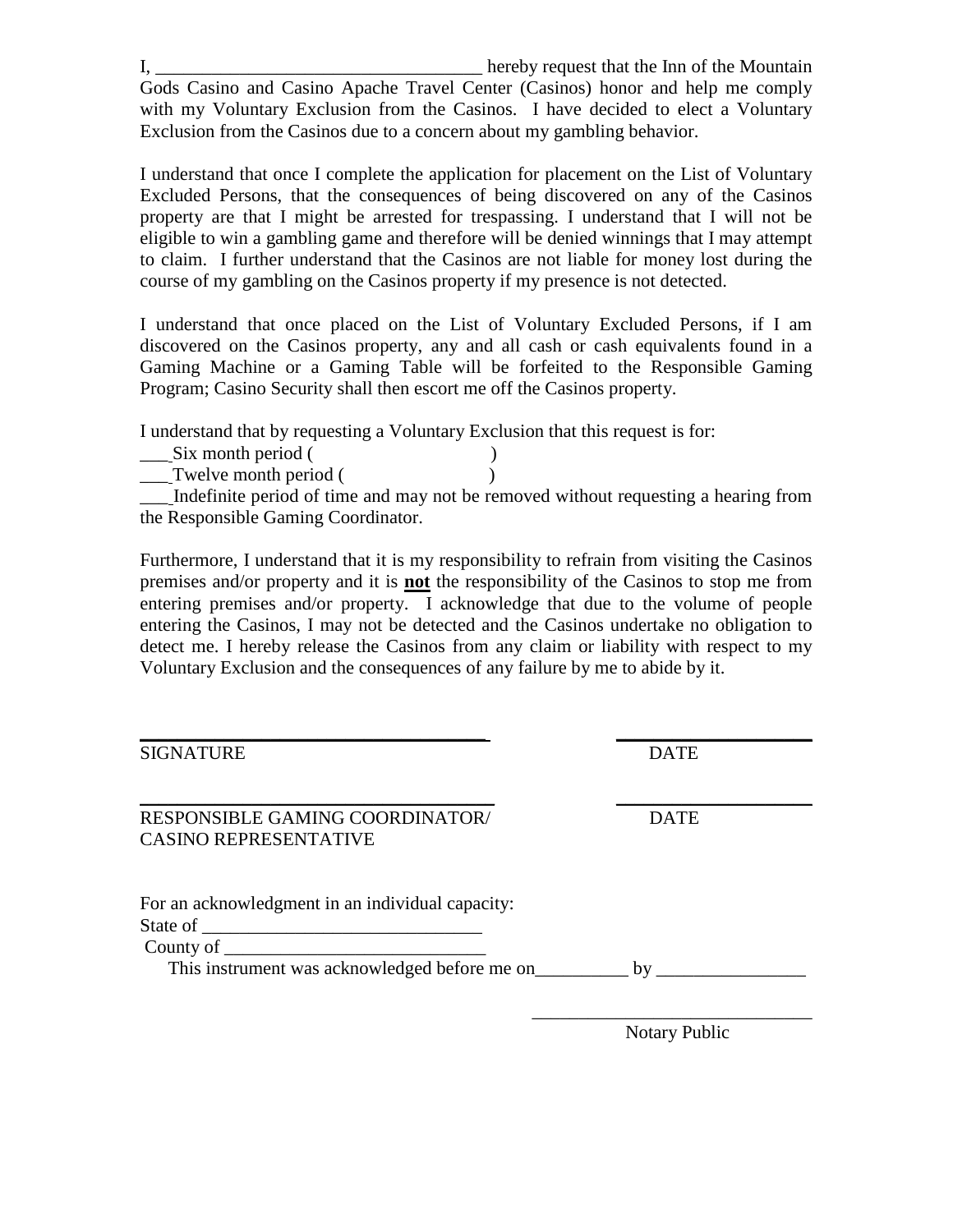I, ___________________________________ hereby request that the Inn of the Mountain Gods Casino and Casino Apache Travel Center (Casinos) honor and help me comply with my Voluntary Exclusion from the Casinos. I have decided to elect a Voluntary Exclusion from the Casinos due to a concern about my gambling behavior.

I understand that once I complete the application for placement on the List of Voluntary Excluded Persons, that the consequences of being discovered on any of the Casinos property are that I might be arrested for trespassing. I understand that I will not be eligible to win a gambling game and therefore will be denied winnings that I may attempt to claim. I further understand that the Casinos are not liable for money lost during the course of my gambling on the Casinos property if my presence is not detected.

I understand that once placed on the List of Voluntary Excluded Persons, if I am discovered on the Casinos property, any and all cash or cash equivalents found in a Gaming Machine or a Gaming Table will be forfeited to the Responsible Gaming Program; Casino Security shall then escort me off the Casinos property.

I understand that by requesting a Voluntary Exclusion that this request is for:

___ Six month period (                          )

___ Twelve month period (                          )

___ Indefinite period of time and may not be removed without requesting a hearing from the Responsible Gaming Coordinator.

Furthermore, I understand that it is my responsibility to refrain from visiting the Casinos premises and/or property and it is **not** the responsibility of the Casinos to stop me from entering premises and/or property. I acknowledge that due to the volume of people entering the Casinos, I may not be detected and the Casinos undertake no obligation to detect me. I hereby release the Casinos from any claim or liability with respect to my Voluntary Exclusion and the consequences of any failure by me to abide by it.

_______________________________________          ______________________

SIGNATURE                                                                                    DATE

_______________________________________          ______________________

RESPONSIBLE GAMING COORDINATOR/                                       DATE
CASINO REPRESENTATIVE

For an acknowledgment in an individual capacity:

State of ______________________________

County of ____________________________

This instrument was acknowledged before me on__________ by ________________

_______________________________

Notary Public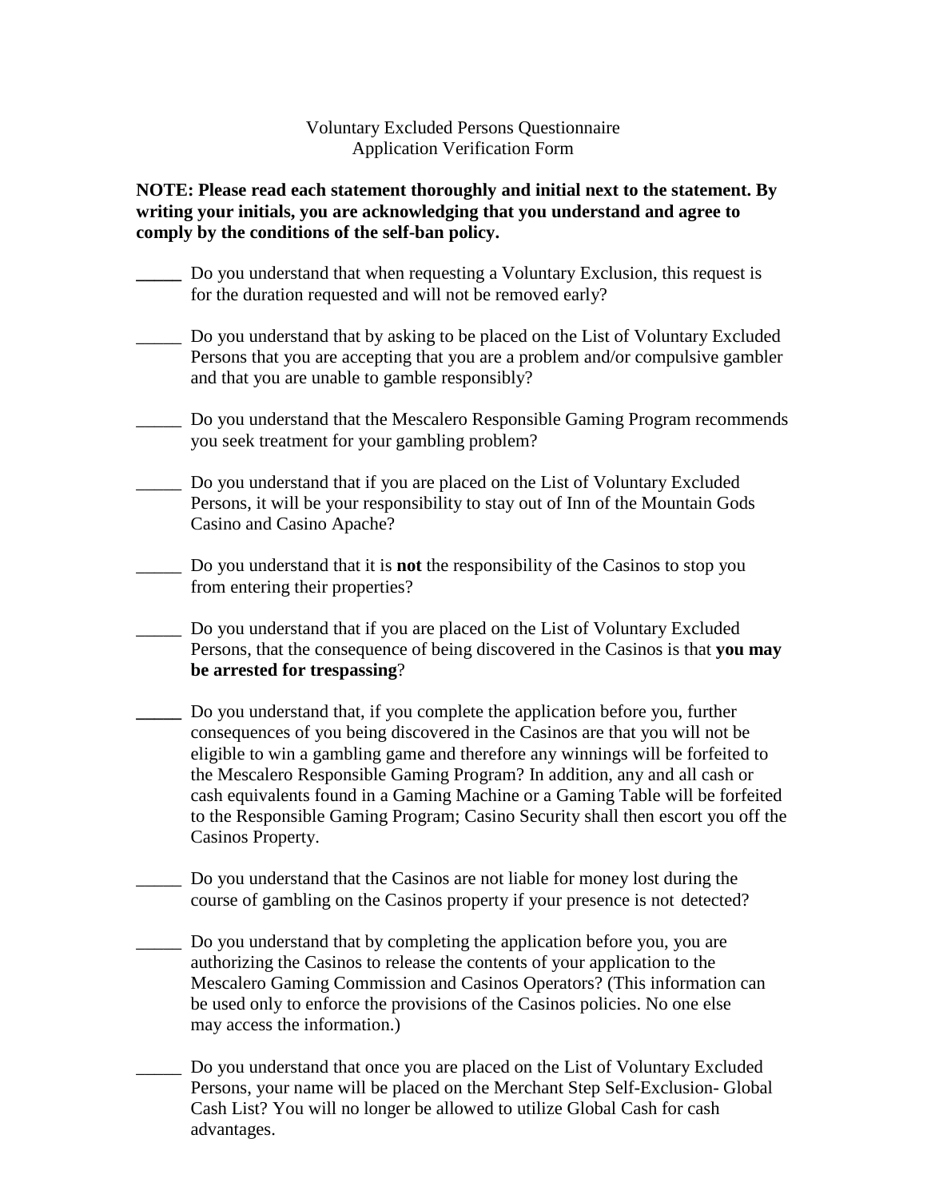Voluntary Excluded Persons Questionnaire
Application Verification Form

**NOTE: Please read each statement thoroughly and initial next to the statement. By writing your initials, you are acknowledging that you understand and agree to comply by the conditions of the self-ban policy.**

_____ Do you understand that when requesting a Voluntary Exclusion, this request is for the duration requested and will not be removed early?

_____ Do you understand that by asking to be placed on the List of Voluntary Excluded Persons that you are accepting that you are a problem and/or compulsive gambler and that you are unable to gamble responsibly?

_____ Do you understand that the Mescalero Responsible Gaming Program recommends you seek treatment for your gambling problem?

_____ Do you understand that if you are placed on the List of Voluntary Excluded Persons, it will be your responsibility to stay out of Inn of the Mountain Gods Casino and Casino Apache?

_____ Do you understand that it is **not** the responsibility of the Casinos to stop you from entering their properties?

_____ Do you understand that if you are placed on the List of Voluntary Excluded Persons, that the consequence of being discovered in the Casinos is that **you may be arrested for trespassing**?

_____ Do you understand that, if you complete the application before you, further consequences of you being discovered in the Casinos are that you will not be eligible to win a gambling game and therefore any winnings will be forfeited to the Mescalero Responsible Gaming Program? In addition, any and all cash or cash equivalents found in a Gaming Machine or a Gaming Table will be forfeited to the Responsible Gaming Program; Casino Security shall then escort you off the Casinos Property.

_____ Do you understand that the Casinos are not liable for money lost during the course of gambling on the Casinos property if your presence is not detected?

_____ Do you understand that by completing the application before you, you are authorizing the Casinos to release the contents of your application to the Mescalero Gaming Commission and Casinos Operators? (This information can be used only to enforce the provisions of the Casinos policies. No one else may access the information.)

_____ Do you understand that once you are placed on the List of Voluntary Excluded Persons, your name will be placed on the Merchant Step Self-Exclusion- Global Cash List? You will no longer be allowed to utilize Global Cash for cash advantages.